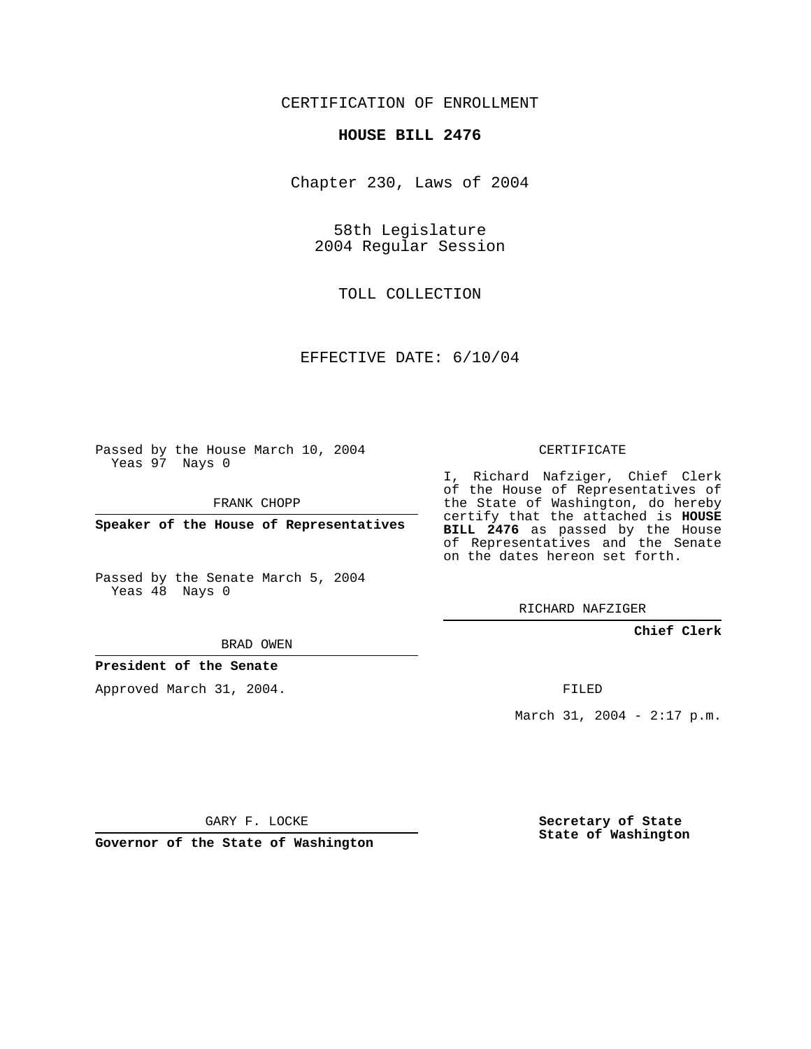CERTIFICATION OF ENROLLMENT

**HOUSE BILL 2476**

Chapter 230, Laws of 2004

58th Legislature
2004 Regular Session

TOLL COLLECTION

EFFECTIVE DATE: 6/10/04

Passed by the House March 10, 2004
Yeas 97 Nays 0

FRANK CHOPP

**Speaker of the House of Representatives**

Passed by the Senate March 5, 2004
Yeas 48 Nays 0

BRAD OWEN

**President of the Senate**

Approved March 31, 2004.

GARY F. LOCKE

**Governor of the State of Washington**

CERTIFICATE

I, Richard Nafziger, Chief Clerk of the House of Representatives of the State of Washington, do hereby certify that the attached is **HOUSE BILL 2476** as passed by the House of Representatives and the Senate on the dates hereon set forth.

RICHARD NAFZIGER

**Chief Clerk**

FILED

March 31, 2004 - 2:17 p.m.

**Secretary of State**
**State of Washington**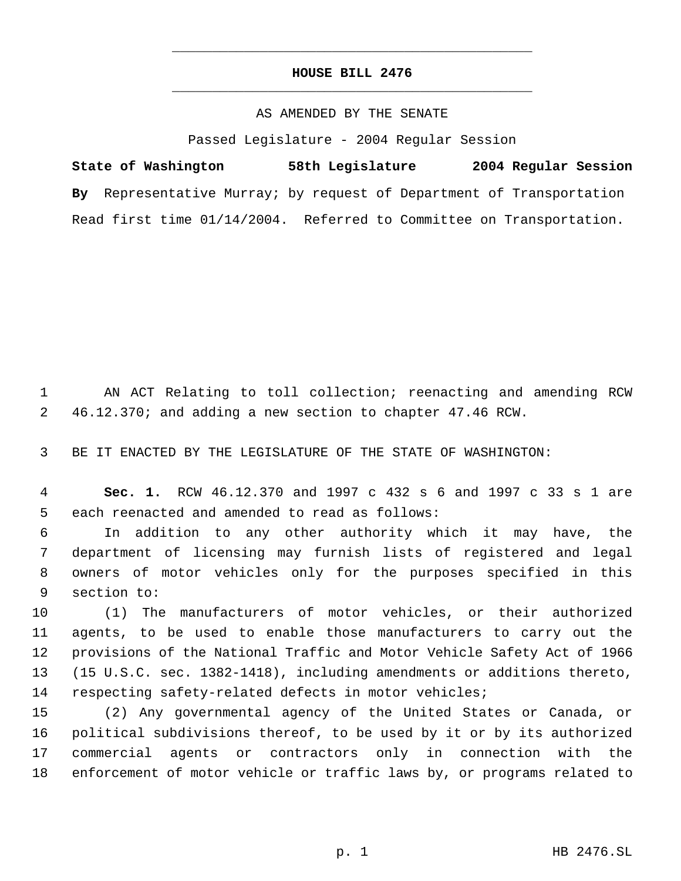**HOUSE BILL 2476**

AS AMENDED BY THE SENATE

Passed Legislature - 2004 Regular Session

**State of Washington 58th Legislature 2004 Regular Session**

**By** Representative Murray; by request of Department of Transportation

Read first time 01/14/2004. Referred to Committee on Transportation.

AN ACT Relating to toll collection; reenacting and amending RCW 46.12.370; and adding a new section to chapter 47.46 RCW.

BE IT ENACTED BY THE LEGISLATURE OF THE STATE OF WASHINGTON:

**Sec. 1.** RCW 46.12.370 and 1997 c 432 s 6 and 1997 c 33 s 1 are each reenacted and amended to read as follows:

In addition to any other authority which it may have, the department of licensing may furnish lists of registered and legal owners of motor vehicles only for the purposes specified in this section to:

(1) The manufacturers of motor vehicles, or their authorized agents, to be used to enable those manufacturers to carry out the provisions of the National Traffic and Motor Vehicle Safety Act of 1966 (15 U.S.C. sec. 1382-1418), including amendments or additions thereto, respecting safety-related defects in motor vehicles;

(2) Any governmental agency of the United States or Canada, or political subdivisions thereof, to be used by it or by its authorized commercial agents or contractors only in connection with the enforcement of motor vehicle or traffic laws by, or programs related to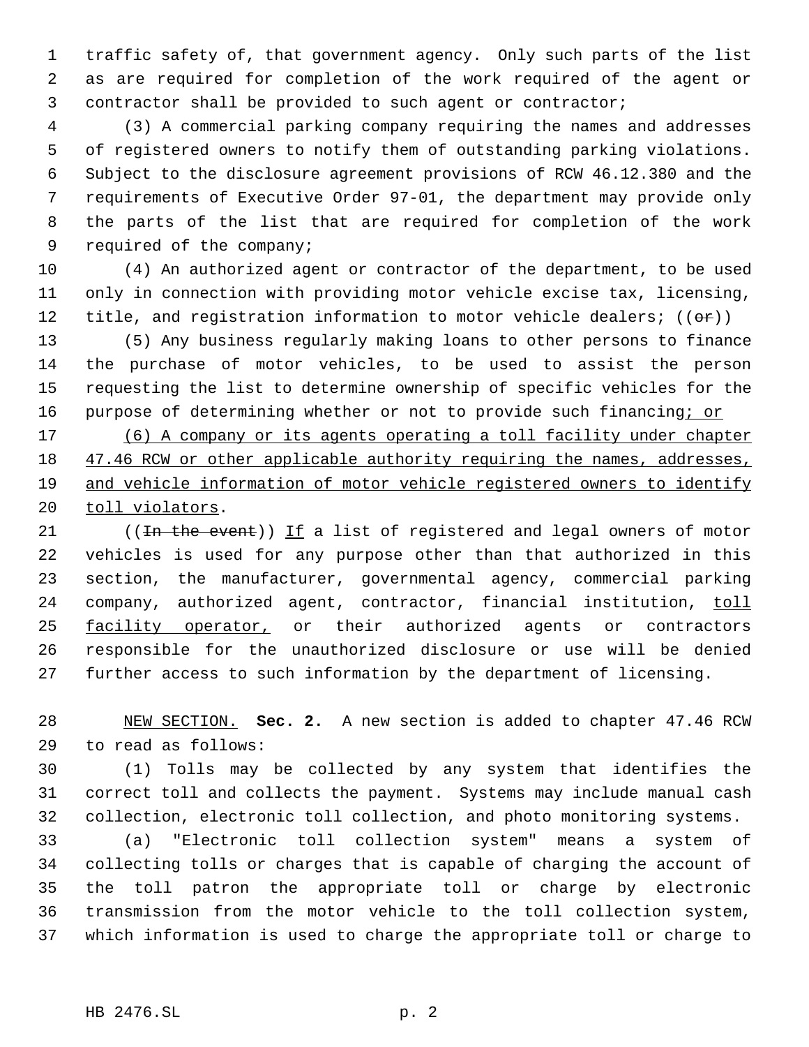traffic safety of, that government agency. Only such parts of the list as are required for completion of the work required of the agent or contractor shall be provided to such agent or contractor;

(3) A commercial parking company requiring the names and addresses of registered owners to notify them of outstanding parking violations. Subject to the disclosure agreement provisions of RCW 46.12.380 and the requirements of Executive Order 97-01, the department may provide only the parts of the list that are required for completion of the work required of the company;

(4) An authorized agent or contractor of the department, to be used only in connection with providing motor vehicle excise tax, licensing, title, and registration information to motor vehicle dealers; ((~~or~~))

(5) Any business regularly making loans to other persons to finance the purchase of motor vehicles, to be used to assist the person requesting the list to determine ownership of specific vehicles for the purpose of determining whether or not to provide such financing<u>; or</u>

<u>(6) A company or its agents operating a toll facility under chapter 47.46 RCW or other applicable authority requiring the names, addresses, and vehicle information of motor vehicle registered owners to identify toll violators</u>.

((~~In the event~~)) <u>If</u> a list of registered and legal owners of motor vehicles is used for any purpose other than that authorized in this section, the manufacturer, governmental agency, commercial parking company, authorized agent, contractor, financial institution, <u>toll facility operator,</u> or their authorized agents or contractors responsible for the unauthorized disclosure or use will be denied further access to such information by the department of licensing.

<u>NEW SECTION.</u> **Sec. 2.** A new section is added to chapter 47.46 RCW to read as follows:

(1) Tolls may be collected by any system that identifies the correct toll and collects the payment. Systems may include manual cash collection, electronic toll collection, and photo monitoring systems.

(a) "Electronic toll collection system" means a system of collecting tolls or charges that is capable of charging the account of the toll patron the appropriate toll or charge by electronic transmission from the motor vehicle to the toll collection system, which information is used to charge the appropriate toll or charge to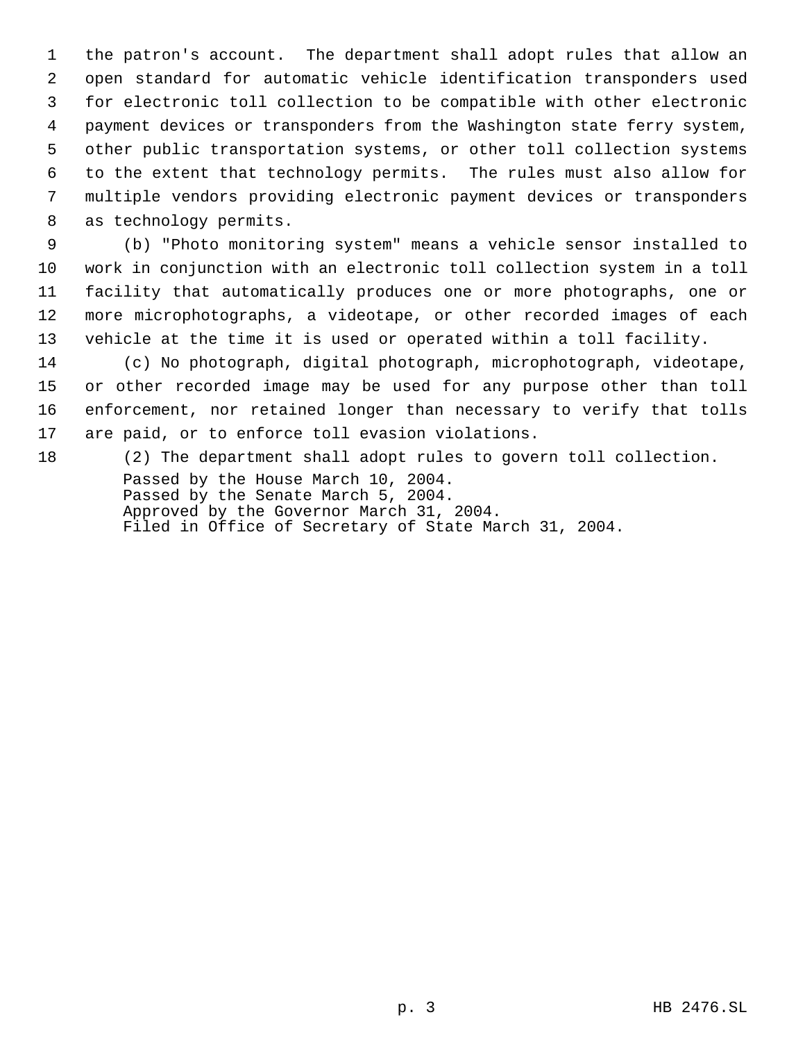the patron's account. The department shall adopt rules that allow an open standard for automatic vehicle identification transponders used for electronic toll collection to be compatible with other electronic payment devices or transponders from the Washington state ferry system, other public transportation systems, or other toll collection systems to the extent that technology permits. The rules must also allow for multiple vendors providing electronic payment devices or transponders as technology permits.

(b) "Photo monitoring system" means a vehicle sensor installed to work in conjunction with an electronic toll collection system in a toll facility that automatically produces one or more photographs, one or more microphotographs, a videotape, or other recorded images of each vehicle at the time it is used or operated within a toll facility.

(c) No photograph, digital photograph, microphotograph, videotape, or other recorded image may be used for any purpose other than toll enforcement, nor retained longer than necessary to verify that tolls are paid, or to enforce toll evasion violations.

(2) The department shall adopt rules to govern toll collection.

Passed by the House March 10, 2004.
Passed by the Senate March 5, 2004.
Approved by the Governor March 31, 2004.
Filed in Office of Secretary of State March 31, 2004.